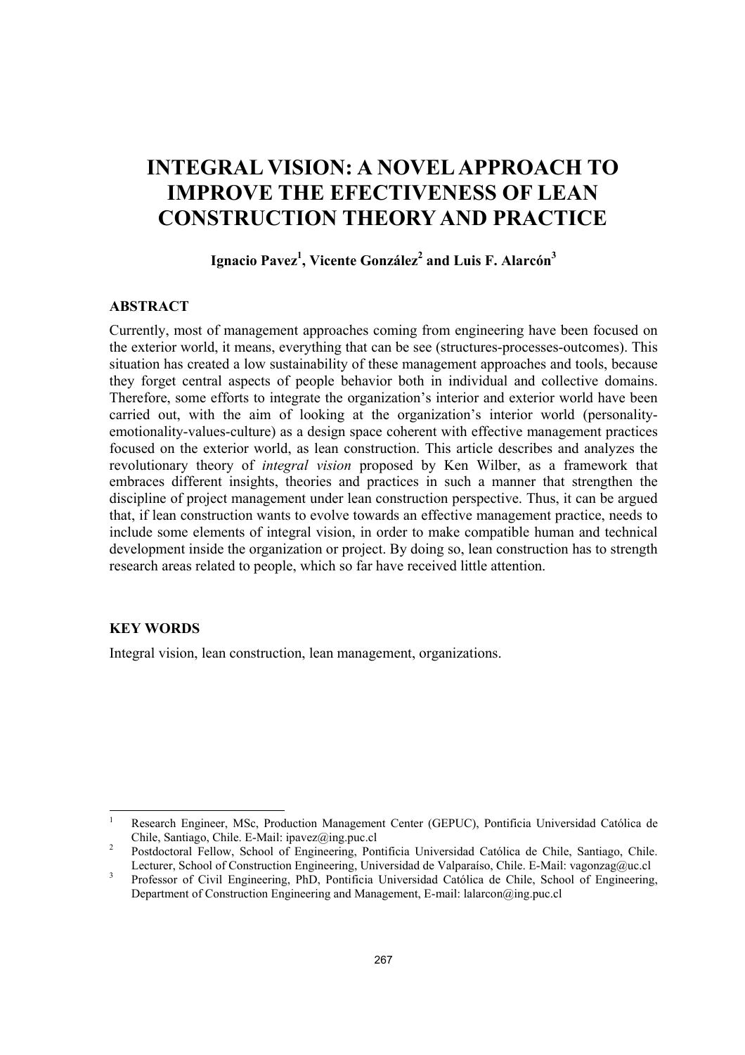# INTEGRAL VISION: A NOVEL APPROACH TO IMPROVE THE EFECTIVENESS OF LEAN CONSTRUCTION THEORY AND PRACTICE

**Ignacio Pavez[1], Vicente González[2] and Luis F. Alarcón[3]**

## ABSTRACT

Currently, most of management approaches coming from engineering have been focused on the exterior world, it means, everything that can be see (structures-processes-outcomes). This situation has created a low sustainability of these management approaches and tools, because they forget central aspects of people behavior both in individual and collective domains. Therefore, some efforts to integrate the organization's interior and exterior world have been carried out, with the aim of looking at the organization's interior world (personality-emotionality-values-culture) as a design space coherent with effective management practices focused on the exterior world, as lean construction. This article describes and analyzes the revolutionary theory of *integral vision* proposed by Ken Wilber, as a framework that embraces different insights, theories and practices in such a manner that strengthen the discipline of project management under lean construction perspective. Thus, it can be argued that, if lean construction wants to evolve towards an effective management practice, needs to include some elements of integral vision, in order to make compatible human and technical development inside the organization or project. By doing so, lean construction has to strength research areas related to people, which so far have received little attention.

## KEY WORDS

Integral vision, lean construction, lean management, organizations.

---

[1] Research Engineer, MSc, Production Management Center (GEPUC), Pontificia Universidad Católica de Chile, Santiago, Chile. E-Mail: ipavez@ing.puc.cl

[2] Postdoctoral Fellow, School of Engineering, Pontificia Universidad Católica de Chile, Santiago, Chile. Lecturer, School of Construction Engineering, Universidad de Valparaíso, Chile. E-Mail: vagonzag@uc.cl

[3] Professor of Civil Engineering, PhD, Pontificia Universidad Católica de Chile, School of Engineering, Department of Construction Engineering and Management, E-mail: lalarcon@ing.puc.cl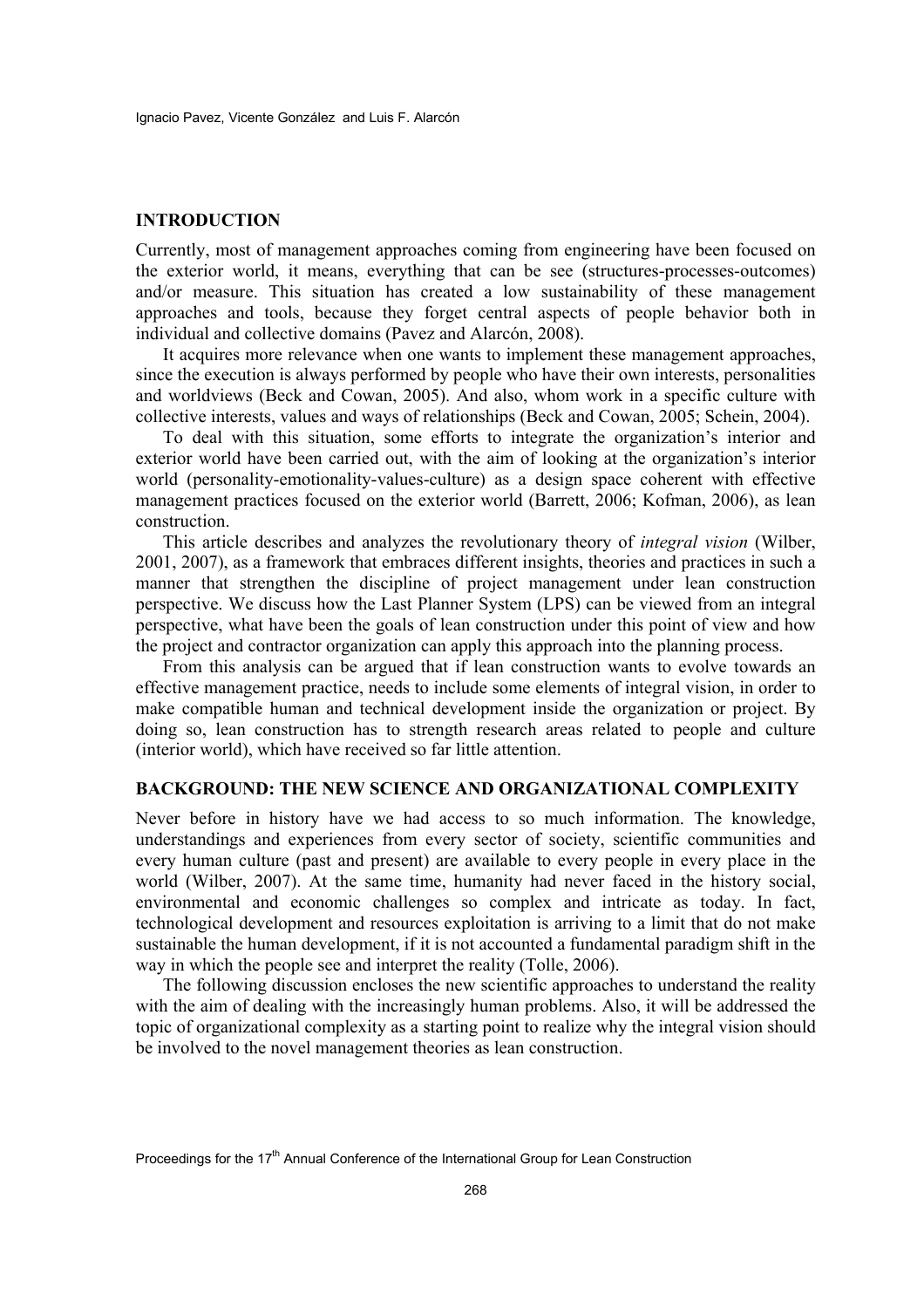## INTRODUCTION

Currently, most of management approaches coming from engineering have been focused on the exterior world, it means, everything that can be see (structures-processes-outcomes) and/or measure. This situation has created a low sustainability of these management approaches and tools, because they forget central aspects of people behavior both in individual and collective domains (Pavez and Alarcón, 2008).

It acquires more relevance when one wants to implement these management approaches, since the execution is always performed by people who have their own interests, personalities and worldviews (Beck and Cowan, 2005). And also, whom work in a specific culture with collective interests, values and ways of relationships (Beck and Cowan, 2005; Schein, 2004).

To deal with this situation, some efforts to integrate the organization's interior and exterior world have been carried out, with the aim of looking at the organization's interior world (personality-emotionality-values-culture) as a design space coherent with effective management practices focused on the exterior world (Barrett, 2006; Kofman, 2006), as lean construction.

This article describes and analyzes the revolutionary theory of *integral vision* (Wilber, 2001, 2007), as a framework that embraces different insights, theories and practices in such a manner that strengthen the discipline of project management under lean construction perspective. We discuss how the Last Planner System (LPS) can be viewed from an integral perspective, what have been the goals of lean construction under this point of view and how the project and contractor organization can apply this approach into the planning process.

From this analysis can be argued that if lean construction wants to evolve towards an effective management practice, needs to include some elements of integral vision, in order to make compatible human and technical development inside the organization or project. By doing so, lean construction has to strength research areas related to people and culture (interior world), which have received so far little attention.

## BACKGROUND: THE NEW SCIENCE AND ORGANIZATIONAL COMPLEXITY

Never before in history have we had access to so much information. The knowledge, understandings and experiences from every sector of society, scientific communities and every human culture (past and present) are available to every people in every place in the world (Wilber, 2007). At the same time, humanity had never faced in the history social, environmental and economic challenges so complex and intricate as today. In fact, technological development and resources exploitation is arriving to a limit that do not make sustainable the human development, if it is not accounted a fundamental paradigm shift in the way in which the people see and interpret the reality (Tolle, 2006).

The following discussion encloses the new scientific approaches to understand the reality with the aim of dealing with the increasingly human problems. Also, it will be addressed the topic of organizational complexity as a starting point to realize why the integral vision should be involved to the novel management theories as lean construction.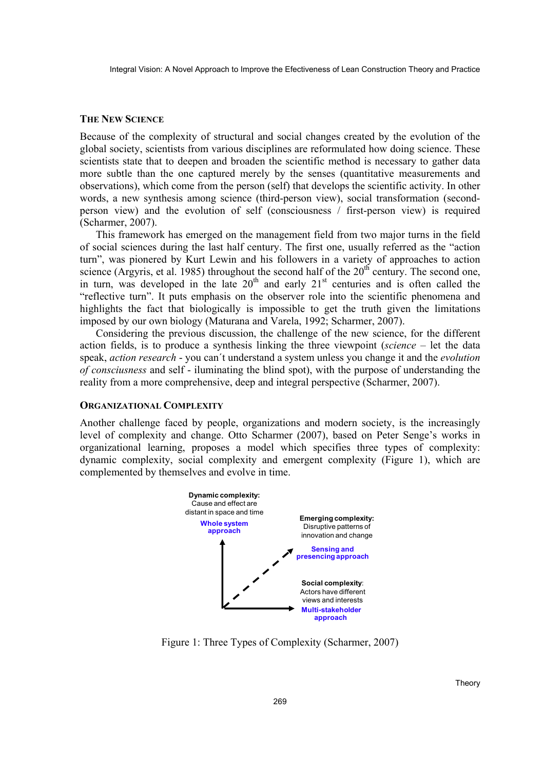## The New Science

Because of the complexity of structural and social changes created by the evolution of the global society, scientists from various disciplines are reformulated how doing science. These scientists state that to deepen and broaden the scientific method is necessary to gather data more subtle than the one captured merely by the senses (quantitative measurements and observations), which come from the person (self) that develops the scientific activity. In other words, a new synthesis among science (third-person view), social transformation (second-person view) and the evolution of self (consciousness / first-person view) is required (Scharmer, 2007).

This framework has emerged on the management field from two major turns in the field of social sciences during the last half century. The first one, usually referred as the "action turn", was pioneered by Kurt Lewin and his followers in a variety of approaches to action science (Argyris, et al. 1985) throughout the second half of the 20th century. The second one, in turn, was developed in the late 20th and early 21st centuries and is often called the "reflective turn". It puts emphasis on the observer role into the scientific phenomena and highlights the fact that biologically is impossible to get the truth given the limitations imposed by our own biology (Maturana and Varela, 1992; Scharmer, 2007).

Considering the previous discussion, the challenge of the new science, for the different action fields, is to produce a synthesis linking the three viewpoint (*science* – let the data speak, *action research* - you can´t understand a system unless you change it and the *evolution of consciusness* and self - iluminating the blind spot), with the purpose of understanding the reality from a more comprehensive, deep and integral perspective (Scharmer, 2007).

## Organizational Complexity

Another challenge faced by people, organizations and modern society, is the increasingly level of complexity and change. Otto Scharmer (2007), based on Peter Senge's works in organizational learning, proposes a model which specifies three types of complexity: dynamic complexity, social complexity and emergent complexity (Figure 1), which are complemented by themselves and evolve in time.

**Dynamic complexity:** Cause and effect are distant in space and time
**Whole system approach**

**Emerging complexity:** Disruptive patterns of innovation and change
**Sensing and presencing approach**

**Social complexity**: Actors have different views and interests
**Multi-stakeholder approach**

Figure 1: Three Types of Complexity (Scharmer, 2007)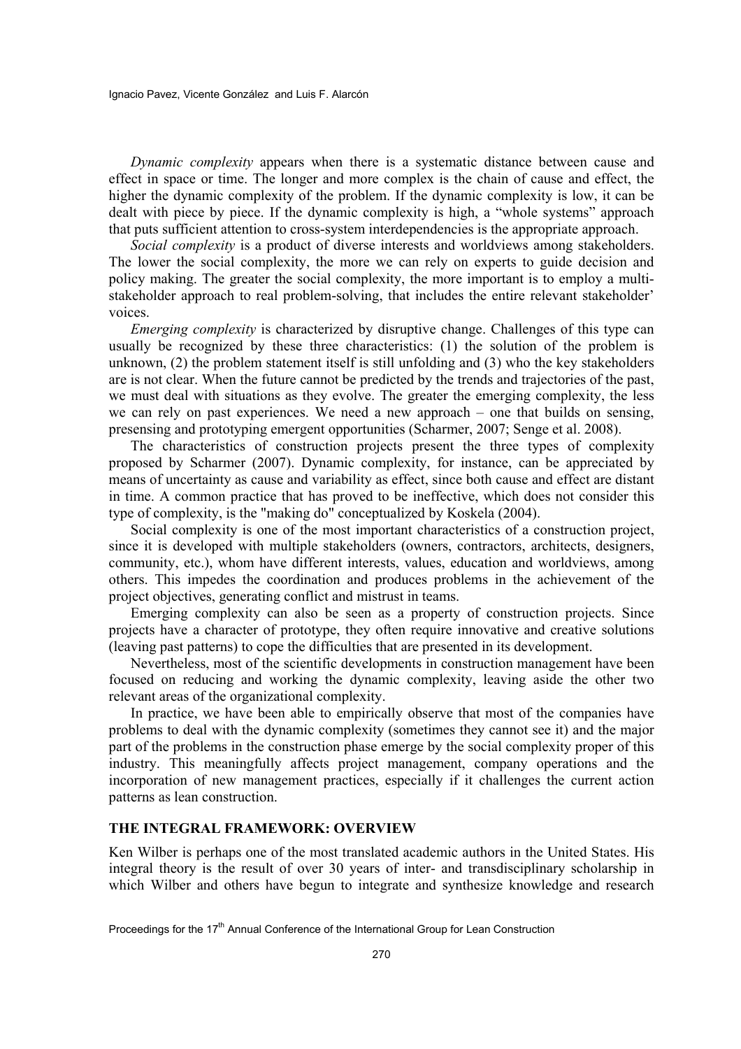*Dynamic complexity* appears when there is a systematic distance between cause and effect in space or time. The longer and more complex is the chain of cause and effect, the higher the dynamic complexity of the problem. If the dynamic complexity is low, it can be dealt with piece by piece. If the dynamic complexity is high, a "whole systems" approach that puts sufficient attention to cross-system interdependencies is the appropriate approach.

*Social complexity* is a product of diverse interests and worldviews among stakeholders. The lower the social complexity, the more we can rely on experts to guide decision and policy making. The greater the social complexity, the more important is to employ a multi-stakeholder approach to real problem-solving, that includes the entire relevant stakeholder' voices.

*Emerging complexity* is characterized by disruptive change. Challenges of this type can usually be recognized by these three characteristics: (1) the solution of the problem is unknown, (2) the problem statement itself is still unfolding and (3) who the key stakeholders are is not clear. When the future cannot be predicted by the trends and trajectories of the past, we must deal with situations as they evolve. The greater the emerging complexity, the less we can rely on past experiences. We need a new approach – one that builds on sensing, presensing and prototyping emergent opportunities (Scharmer, 2007; Senge et al. 2008).

The characteristics of construction projects present the three types of complexity proposed by Scharmer (2007). Dynamic complexity, for instance, can be appreciated by means of uncertainty as cause and variability as effect, since both cause and effect are distant in time. A common practice that has proved to be ineffective, which does not consider this type of complexity, is the "making do" conceptualized by Koskela (2004).

Social complexity is one of the most important characteristics of a construction project, since it is developed with multiple stakeholders (owners, contractors, architects, designers, community, etc.), whom have different interests, values, education and worldviews, among others. This impedes the coordination and produces problems in the achievement of the project objectives, generating conflict and mistrust in teams.

Emerging complexity can also be seen as a property of construction projects. Since projects have a character of prototype, they often require innovative and creative solutions (leaving past patterns) to cope the difficulties that are presented in its development.

Nevertheless, most of the scientific developments in construction management have been focused on reducing and working the dynamic complexity, leaving aside the other two relevant areas of the organizational complexity.

In practice, we have been able to empirically observe that most of the companies have problems to deal with the dynamic complexity (sometimes they cannot see it) and the major part of the problems in the construction phase emerge by the social complexity proper of this industry. This meaningfully affects project management, company operations and the incorporation of new management practices, especially if it challenges the current action patterns as lean construction.

## THE INTEGRAL FRAMEWORK: OVERVIEW

Ken Wilber is perhaps one of the most translated academic authors in the United States. His integral theory is the result of over 30 years of inter- and transdisciplinary scholarship in which Wilber and others have begun to integrate and synthesize knowledge and research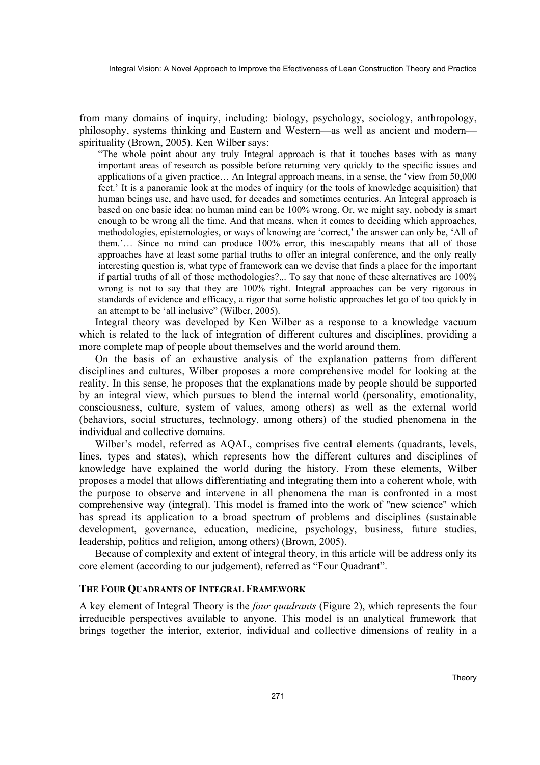from many domains of inquiry, including: biology, psychology, sociology, anthropology, philosophy, systems thinking and Eastern and Western—as well as ancient and modern—spirituality (Brown, 2005). Ken Wilber says:

> "The whole point about any truly Integral approach is that it touches bases with as many important areas of research as possible before returning very quickly to the specific issues and applications of a given practice… An Integral approach means, in a sense, the 'view from 50,000 feet.' It is a panoramic look at the modes of inquiry (or the tools of knowledge acquisition) that human beings use, and have used, for decades and sometimes centuries. An Integral approach is based on one basic idea: no human mind can be 100% wrong. Or, we might say, nobody is smart enough to be wrong all the time. And that means, when it comes to deciding which approaches, methodologies, epistemologies, or ways of knowing are 'correct,' the answer can only be, 'All of them.'… Since no mind can produce 100% error, this inescapably means that all of those approaches have at least some partial truths to offer an integral conference, and the only really interesting question is, what type of framework can we devise that finds a place for the important if partial truths of all of those methodologies?... To say that none of these alternatives are 100% wrong is not to say that they are 100% right. Integral approaches can be very rigorous in standards of evidence and efficacy, a rigor that some holistic approaches let go of too quickly in an attempt to be 'all inclusive" (Wilber, 2005).

Integral theory was developed by Ken Wilber as a response to a knowledge vacuum which is related to the lack of integration of different cultures and disciplines, providing a more complete map of people about themselves and the world around them.

On the basis of an exhaustive analysis of the explanation patterns from different disciplines and cultures, Wilber proposes a more comprehensive model for looking at the reality. In this sense, he proposes that the explanations made by people should be supported by an integral view, which pursues to blend the internal world (personality, emotionality, consciousness, culture, system of values, among others) as well as the external world (behaviors, social structures, technology, among others) of the studied phenomena in the individual and collective domains.

Wilber's model, referred as AQAL, comprises five central elements (quadrants, levels, lines, types and states), which represents how the different cultures and disciplines of knowledge have explained the world during the history. From these elements, Wilber proposes a model that allows differentiating and integrating them into a coherent whole, with the purpose to observe and intervene in all phenomena the man is confronted in a most comprehensive way (integral). This model is framed into the work of "new science" which has spread its application to a broad spectrum of problems and disciplines (sustainable development, governance, education, medicine, psychology, business, future studies, leadership, politics and religion, among others) (Brown, 2005).

Because of complexity and extent of integral theory, in this article will be address only its core element (according to our judgement), referred as "Four Quadrant".

## THE FOUR QUADRANTS OF INTEGRAL FRAMEWORK

A key element of Integral Theory is the *four quadrants* (Figure 2), which represents the four irreducible perspectives available to anyone. This model is an analytical framework that brings together the interior, exterior, individual and collective dimensions of reality in a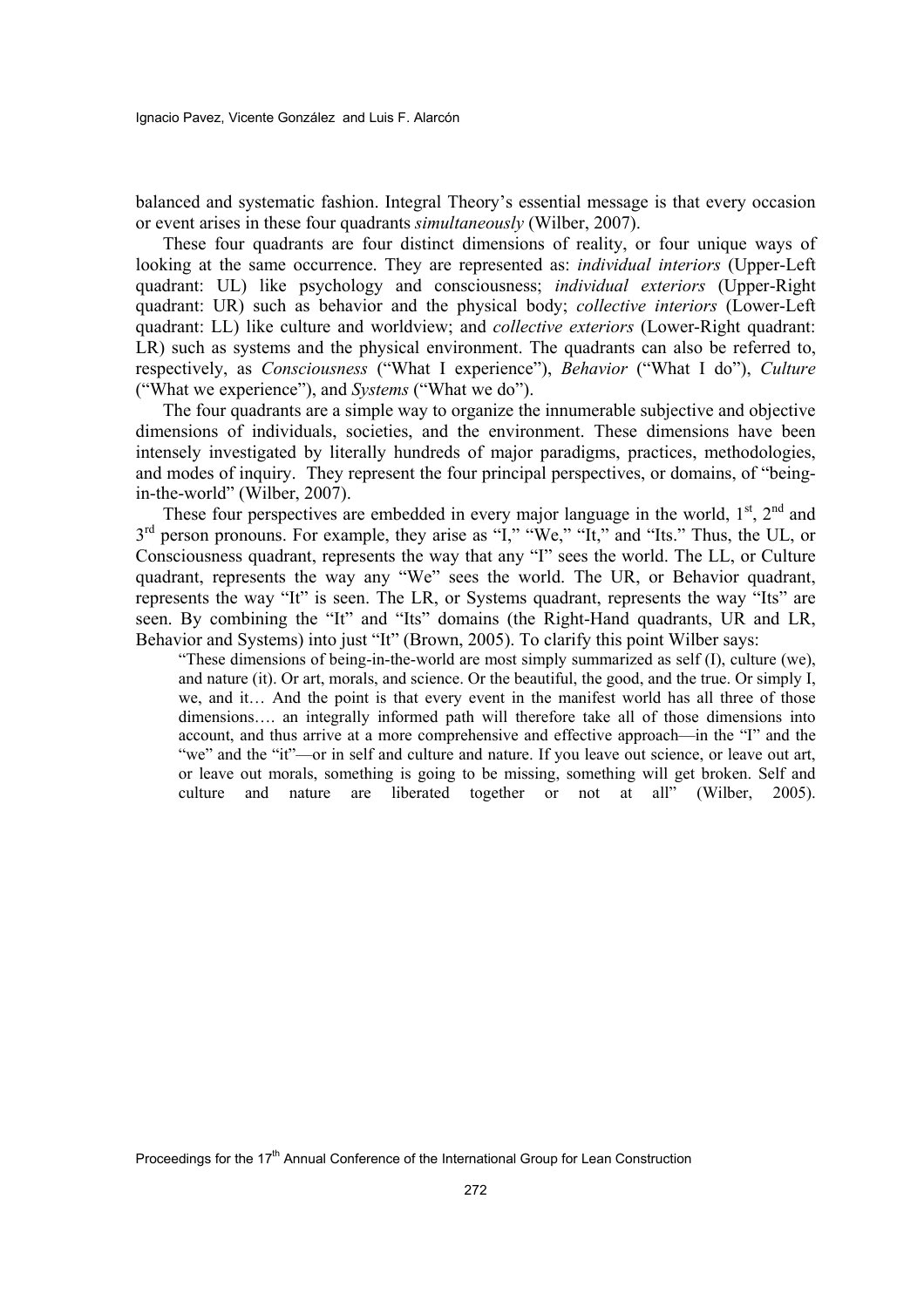balanced and systematic fashion. Integral Theory's essential message is that every occasion or event arises in these four quadrants *simultaneously* (Wilber, 2007).

These four quadrants are four distinct dimensions of reality, or four unique ways of looking at the same occurrence. They are represented as: *individual interiors* (Upper-Left quadrant: UL) like psychology and consciousness; *individual exteriors* (Upper-Right quadrant: UR) such as behavior and the physical body; *collective interiors* (Lower-Left quadrant: LL) like culture and worldview; and *collective exteriors* (Lower-Right quadrant: LR) such as systems and the physical environment. The quadrants can also be referred to, respectively, as *Consciousness* ("What I experience"), *Behavior* ("What I do"), *Culture* ("What we experience"), and *Systems* ("What we do").

The four quadrants are a simple way to organize the innumerable subjective and objective dimensions of individuals, societies, and the environment. These dimensions have been intensely investigated by literally hundreds of major paradigms, practices, methodologies, and modes of inquiry. They represent the four principal perspectives, or domains, of "being-in-the-world" (Wilber, 2007).

These four perspectives are embedded in every major language in the world, 1st, 2nd and 3rd person pronouns. For example, they arise as "I," "We," "It," and "Its." Thus, the UL, or Consciousness quadrant, represents the way that any "I" sees the world. The LL, or Culture quadrant, represents the way any "We" sees the world. The UR, or Behavior quadrant, represents the way "It" is seen. The LR, or Systems quadrant, represents the way "Its" are seen. By combining the "It" and "Its" domains (the Right-Hand quadrants, UR and LR, Behavior and Systems) into just "It" (Brown, 2005). To clarify this point Wilber says:

> "These dimensions of being-in-the-world are most simply summarized as self (I), culture (we), and nature (it). Or art, morals, and science. Or the beautiful, the good, and the true. Or simply I, we, and it… And the point is that every event in the manifest world has all three of those dimensions…. an integrally informed path will therefore take all of those dimensions into account, and thus arrive at a more comprehensive and effective approach—in the "I" and the "we" and the "it"—or in self and culture and nature. If you leave out science, or leave out art, or leave out morals, something is going to be missing, something will get broken. Self and culture and nature are liberated together or not at all" (Wilber, 2005).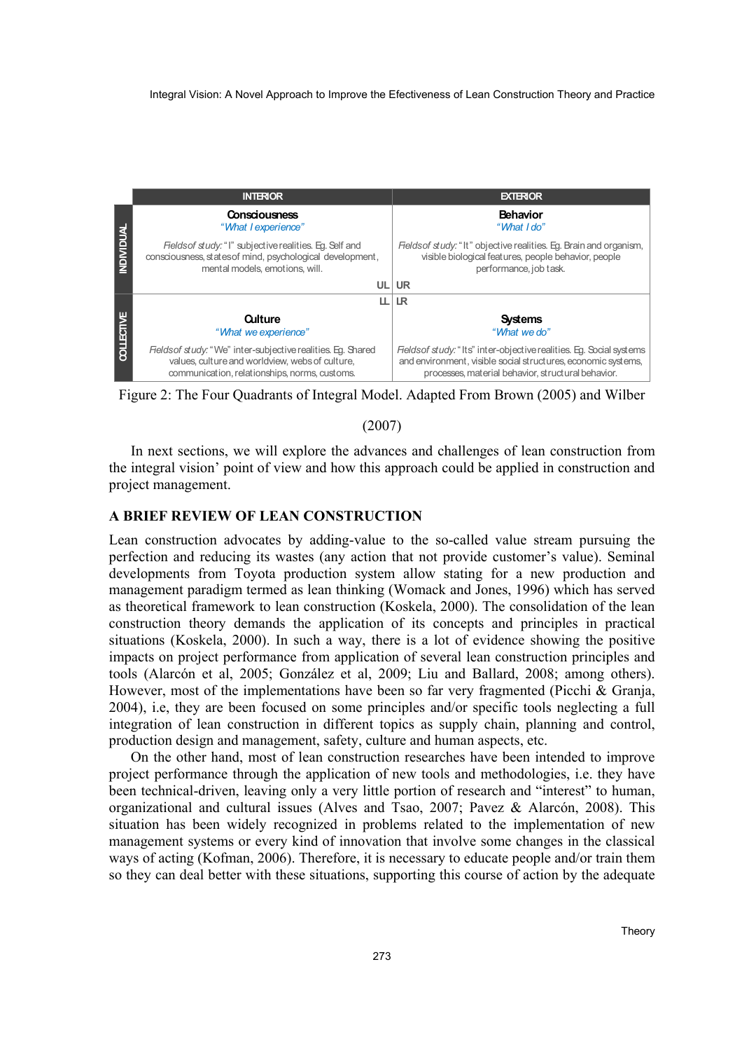| | INTERIOR | EXTERIOR |
|---|---|---|
| INDIVIDUAL | **Consciousness**<br>*"What I experience"*<br>*Fields of study:* "I" subjective realities. Eg. Self and consciousness, states of mind, psychological development, mental models, emotions, will.<br>UL | **Behavior**<br>*"What I do"*<br>*Fields of study:* "It" objective realities. Eg. Brain and organism, visible biological features, people behavior, people performance, job task.<br>UR |
| COLLECTIVE | LL<br>**Culture**<br>*"What we experience"*<br>*Fields of study:* "We" inter-subjective realities. Eg. Shared values, culture and worldview, webs of culture, communication, relationships, norms, customs. | LR<br>**Systems**<br>*"What we do"*<br>*Fields of study:* "Its" inter-objective realities. Eg. Social systems and environment, visible social structures, economic systems, processes, material behavior, structural behavior. |

Figure 2: The Four Quadrants of Integral Model. Adapted From Brown (2005) and Wilber (2007)

In next sections, we will explore the advances and challenges of lean construction from the integral vision' point of view and how this approach could be applied in construction and project management.

## A BRIEF REVIEW OF LEAN CONSTRUCTION

Lean construction advocates by adding-value to the so-called value stream pursuing the perfection and reducing its wastes (any action that not provide customer's value). Seminal developments from Toyota production system allow stating for a new production and management paradigm termed as lean thinking (Womack and Jones, 1996) which has served as theoretical framework to lean construction (Koskela, 2000). The consolidation of the lean construction theory demands the application of its concepts and principles in practical situations (Koskela, 2000). In such a way, there is a lot of evidence showing the positive impacts on project performance from application of several lean construction principles and tools (Alarcón et al, 2005; González et al, 2009; Liu and Ballard, 2008; among others). However, most of the implementations have been so far very fragmented (Picchi & Granja, 2004), i.e, they are been focused on some principles and/or specific tools neglecting a full integration of lean construction in different topics as supply chain, planning and control, production design and management, safety, culture and human aspects, etc.

On the other hand, most of lean construction researches have been intended to improve project performance through the application of new tools and methodologies, i.e. they have been technical-driven, leaving only a very little portion of research and "interest" to human, organizational and cultural issues (Alves and Tsao, 2007; Pavez & Alarcón, 2008). This situation has been widely recognized in problems related to the implementation of new management systems or every kind of innovation that involve some changes in the classical ways of acting (Kofman, 2006). Therefore, it is necessary to educate people and/or train them so they can deal better with these situations, supporting this course of action by the adequate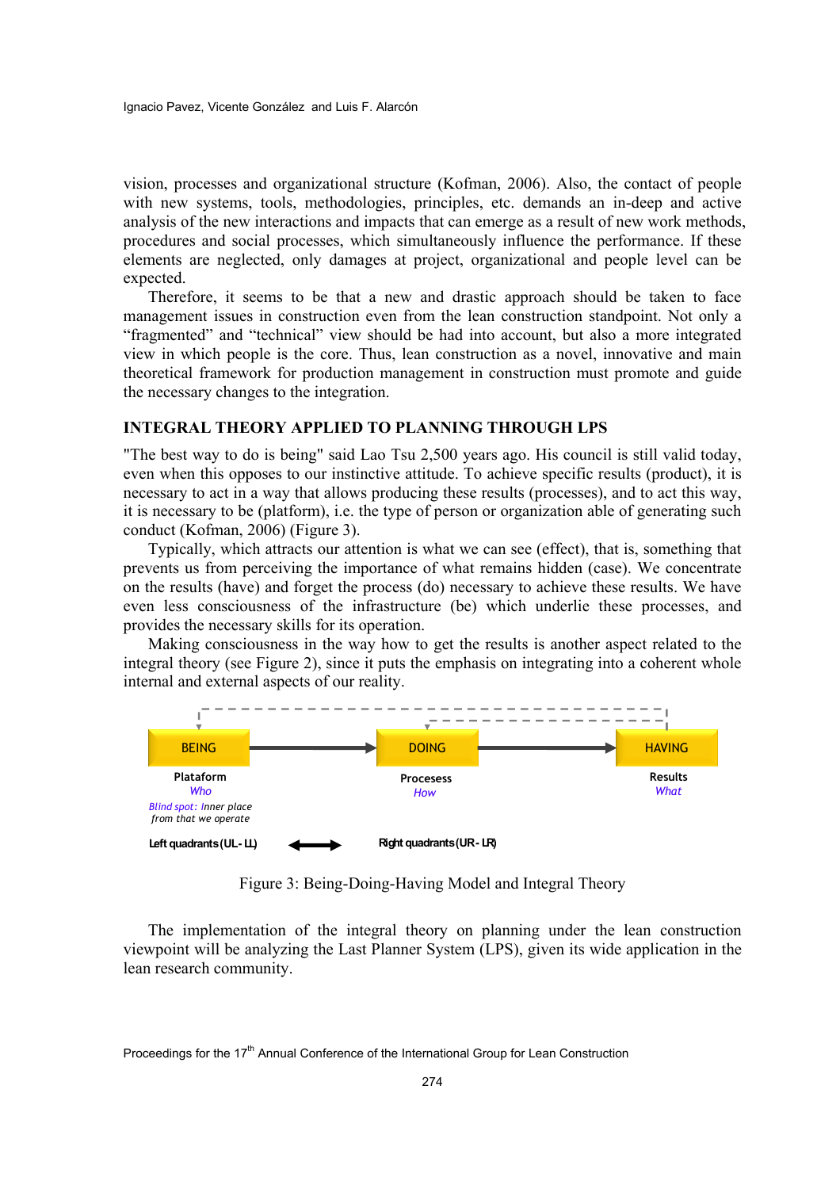vision, processes and organizational structure (Kofman, 2006). Also, the contact of people with new systems, tools, methodologies, principles, etc. demands an in-deep and active analysis of the new interactions and impacts that can emerge as a result of new work methods, procedures and social processes, which simultaneously influence the performance. If these elements are neglected, only damages at project, organizational and people level can be expected.

Therefore, it seems to be that a new and drastic approach should be taken to face management issues in construction even from the lean construction standpoint. Not only a "fragmented" and "technical" view should be had into account, but also a more integrated view in which people is the core. Thus, lean construction as a novel, innovative and main theoretical framework for production management in construction must promote and guide the necessary changes to the integration.

## INTEGRAL THEORY APPLIED TO PLANNING THROUGH LPS

"The best way to do is being" said Lao Tsu 2,500 years ago. His council is still valid today, even when this opposes to our instinctive attitude. To achieve specific results (product), it is necessary to act in a way that allows producing these results (processes), and to act this way, it is necessary to be (platform), i.e. the type of person or organization able of generating such conduct (Kofman, 2006) (Figure 3).

Typically, which attracts our attention is what we can see (effect), that is, something that prevents us from perceiving the importance of what remains hidden (case). We concentrate on the results (have) and forget the process (do) necessary to achieve these results. We have even less consciousness of the infrastructure (be) which underlie these processes, and provides the necessary skills for its operation.

Making consciousness in the way how to get the results is another aspect related to the integral theory (see Figure 2), since it puts the emphasis on integrating into a coherent whole internal and external aspects of our reality.

BEING
Plataform
Who
Blind spot: Inner place from that we operate

DOING
Processes
How

HAVING
Results
What

Left quadrants (UL- LL)
Right quadrants (UR- LR)

Figure 3: Being-Doing-Having Model and Integral Theory

The implementation of the integral theory on planning under the lean construction viewpoint will be analyzing the Last Planner System (LPS), given its wide application in the lean research community.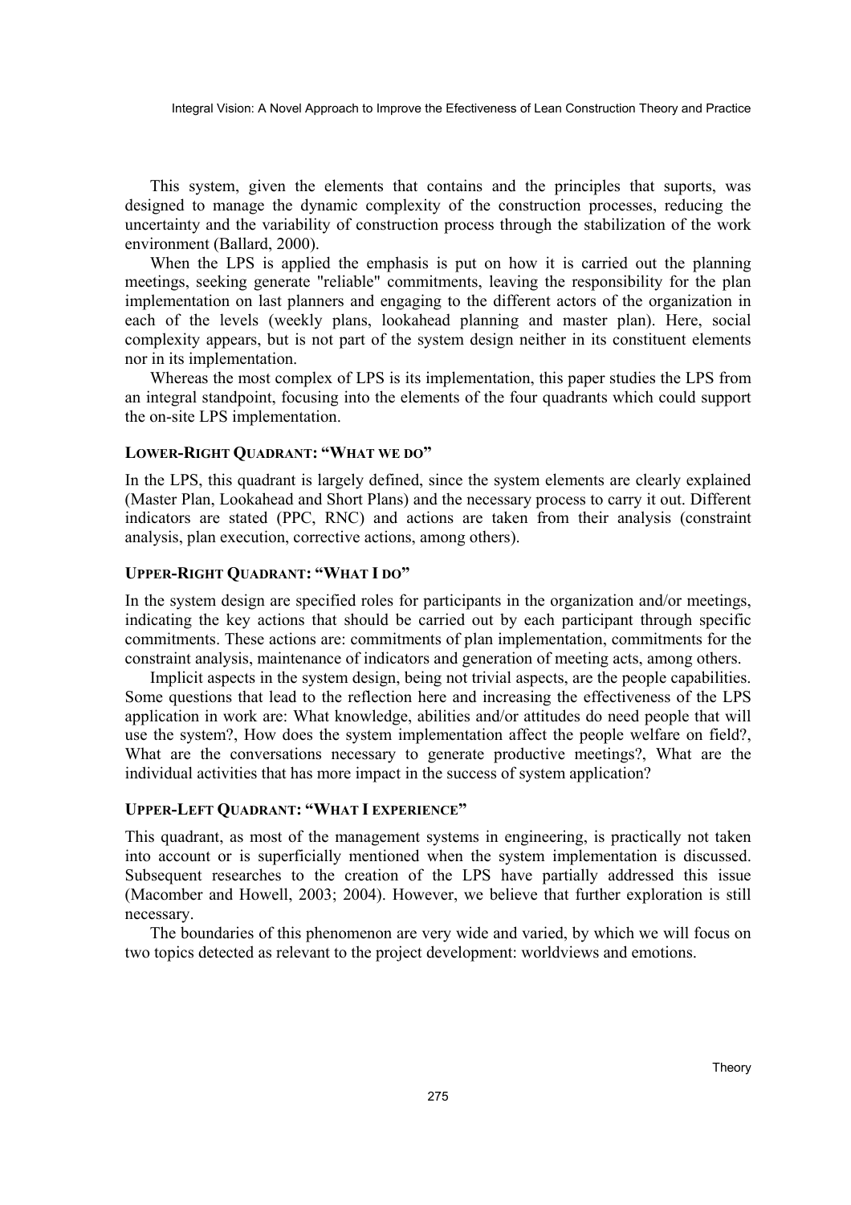This system, given the elements that contains and the principles that suports, was designed to manage the dynamic complexity of the construction processes, reducing the uncertainty and the variability of construction process through the stabilization of the work environment (Ballard, 2000).

When the LPS is applied the emphasis is put on how it is carried out the planning meetings, seeking generate "reliable" commitments, leaving the responsibility for the plan implementation on last planners and engaging to the different actors of the organization in each of the levels (weekly plans, lookahead planning and master plan). Here, social complexity appears, but is not part of the system design neither in its constituent elements nor in its implementation.

Whereas the most complex of LPS is its implementation, this paper studies the LPS from an integral standpoint, focusing into the elements of the four quadrants which could support the on-site LPS implementation.

### LOWER-RIGHT QUADRANT: "WHAT WE DO"

In the LPS, this quadrant is largely defined, since the system elements are clearly explained (Master Plan, Lookahead and Short Plans) and the necessary process to carry it out. Different indicators are stated (PPC, RNC) and actions are taken from their analysis (constraint analysis, plan execution, corrective actions, among others).

### UPPER-RIGHT QUADRANT: "WHAT I DO"

In the system design are specified roles for participants in the organization and/or meetings, indicating the key actions that should be carried out by each participant through specific commitments. These actions are: commitments of plan implementation, commitments for the constraint analysis, maintenance of indicators and generation of meeting acts, among others.

Implicit aspects in the system design, being not trivial aspects, are the people capabilities. Some questions that lead to the reflection here and increasing the effectiveness of the LPS application in work are: What knowledge, abilities and/or attitudes do need people that will use the system?, How does the system implementation affect the people welfare on field?, What are the conversations necessary to generate productive meetings?, What are the individual activities that has more impact in the success of system application?

### UPPER-LEFT QUADRANT: "WHAT I EXPERIENCE"

This quadrant, as most of the management systems in engineering, is practically not taken into account or is superficially mentioned when the system implementation is discussed. Subsequent researches to the creation of the LPS have partially addressed this issue (Macomber and Howell, 2003; 2004). However, we believe that further exploration is still necessary.

The boundaries of this phenomenon are very wide and varied, by which we will focus on two topics detected as relevant to the project development: worldviews and emotions.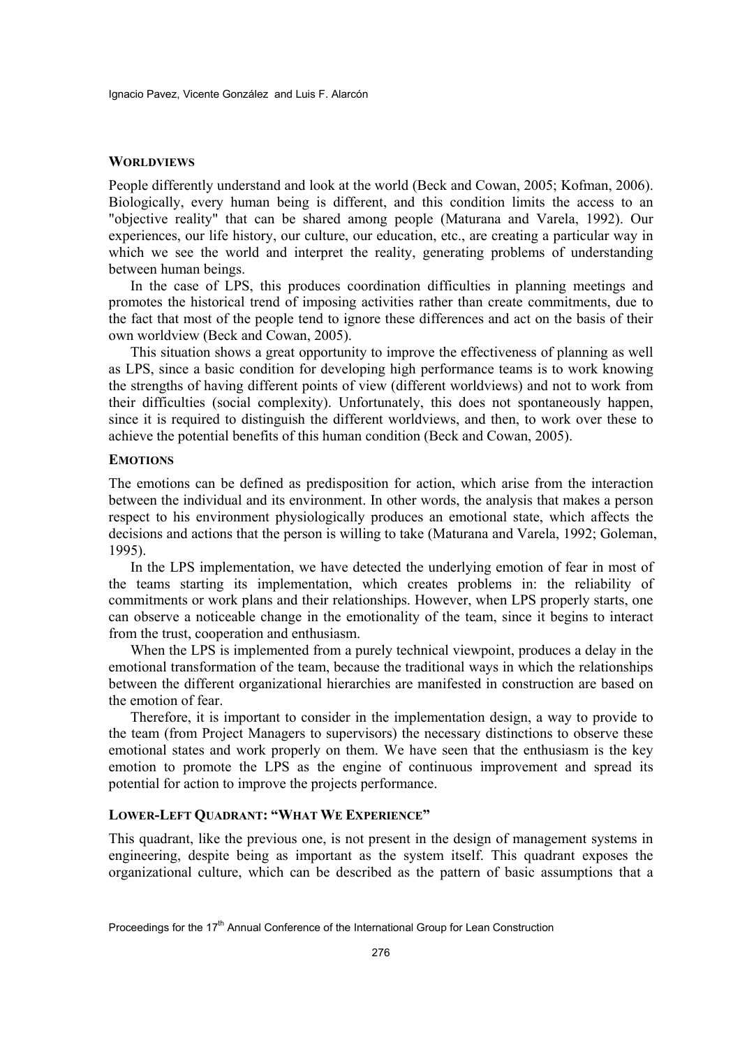### WORLDVIEWS

People differently understand and look at the world (Beck and Cowan, 2005; Kofman, 2006). Biologically, every human being is different, and this condition limits the access to an "objective reality" that can be shared among people (Maturana and Varela, 1992). Our experiences, our life history, our culture, our education, etc., are creating a particular way in which we see the world and interpret the reality, generating problems of understanding between human beings.

In the case of LPS, this produces coordination difficulties in planning meetings and promotes the historical trend of imposing activities rather than create commitments, due to the fact that most of the people tend to ignore these differences and act on the basis of their own worldview (Beck and Cowan, 2005).

This situation shows a great opportunity to improve the effectiveness of planning as well as LPS, since a basic condition for developing high performance teams is to work knowing the strengths of having different points of view (different worldviews) and not to work from their difficulties (social complexity). Unfortunately, this does not spontaneously happen, since it is required to distinguish the different worldviews, and then, to work over these to achieve the potential benefits of this human condition (Beck and Cowan, 2005).

### EMOTIONS

The emotions can be defined as predisposition for action, which arise from the interaction between the individual and its environment. In other words, the analysis that makes a person respect to his environment physiologically produces an emotional state, which affects the decisions and actions that the person is willing to take (Maturana and Varela, 1992; Goleman, 1995).

In the LPS implementation, we have detected the underlying emotion of fear in most of the teams starting its implementation, which creates problems in: the reliability of commitments or work plans and their relationships. However, when LPS properly starts, one can observe a noticeable change in the emotionality of the team, since it begins to interact from the trust, cooperation and enthusiasm.

When the LPS is implemented from a purely technical viewpoint, produces a delay in the emotional transformation of the team, because the traditional ways in which the relationships between the different organizational hierarchies are manifested in construction are based on the emotion of fear.

Therefore, it is important to consider in the implementation design, a way to provide to the team (from Project Managers to supervisors) the necessary distinctions to observe these emotional states and work properly on them. We have seen that the enthusiasm is the key emotion to promote the LPS as the engine of continuous improvement and spread its potential for action to improve the projects performance.

### LOWER-LEFT QUADRANT: "WHAT WE EXPERIENCE"

This quadrant, like the previous one, is not present in the design of management systems in engineering, despite being as important as the system itself. This quadrant exposes the organizational culture, which can be described as the pattern of basic assumptions that a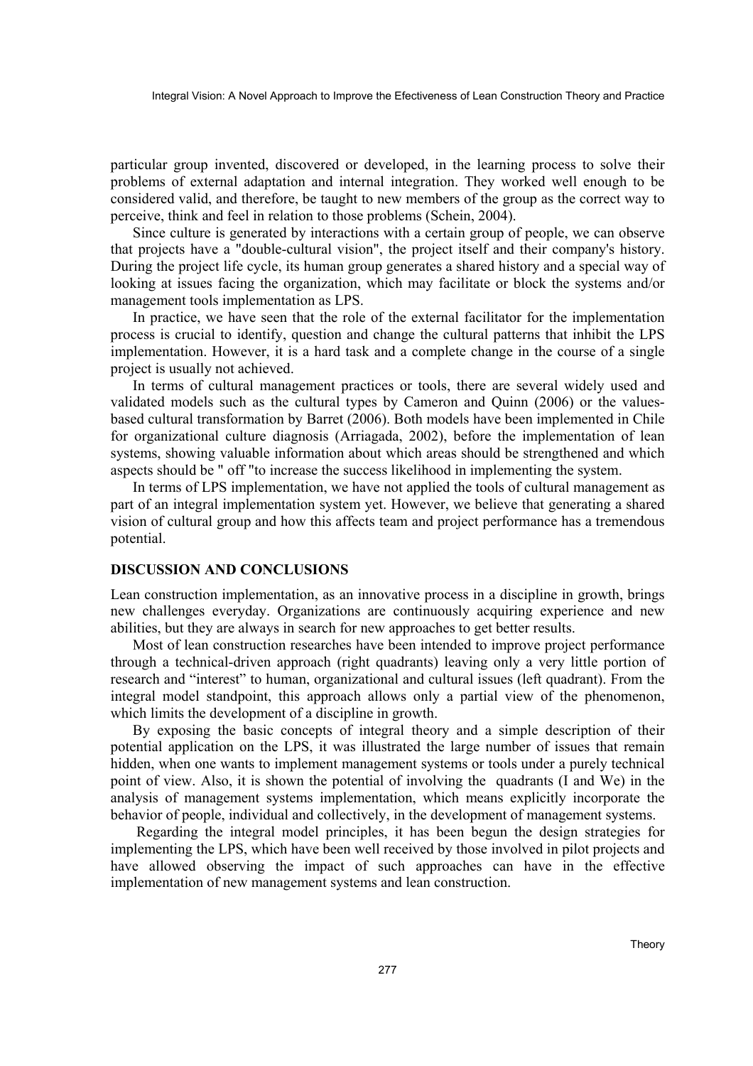particular group invented, discovered or developed, in the learning process to solve their problems of external adaptation and internal integration. They worked well enough to be considered valid, and therefore, be taught to new members of the group as the correct way to perceive, think and feel in relation to those problems (Schein, 2004).

Since culture is generated by interactions with a certain group of people, we can observe that projects have a "double-cultural vision", the project itself and their company's history. During the project life cycle, its human group generates a shared history and a special way of looking at issues facing the organization, which may facilitate or block the systems and/or management tools implementation as LPS.

In practice, we have seen that the role of the external facilitator for the implementation process is crucial to identify, question and change the cultural patterns that inhibit the LPS implementation. However, it is a hard task and a complete change in the course of a single project is usually not achieved.

In terms of cultural management practices or tools, there are several widely used and validated models such as the cultural types by Cameron and Quinn (2006) or the values-based cultural transformation by Barret (2006). Both models have been implemented in Chile for organizational culture diagnosis (Arriagada, 2002), before the implementation of lean systems, showing valuable information about which areas should be strengthened and which aspects should be " off "to increase the success likelihood in implementing the system.

In terms of LPS implementation, we have not applied the tools of cultural management as part of an integral implementation system yet. However, we believe that generating a shared vision of cultural group and how this affects team and project performance has a tremendous potential.

## DISCUSSION AND CONCLUSIONS

Lean construction implementation, as an innovative process in a discipline in growth, brings new challenges everyday. Organizations are continuously acquiring experience and new abilities, but they are always in search for new approaches to get better results.

Most of lean construction researches have been intended to improve project performance through a technical-driven approach (right quadrants) leaving only a very little portion of research and "interest" to human, organizational and cultural issues (left quadrant). From the integral model standpoint, this approach allows only a partial view of the phenomenon, which limits the development of a discipline in growth.

By exposing the basic concepts of integral theory and a simple description of their potential application on the LPS, it was illustrated the large number of issues that remain hidden, when one wants to implement management systems or tools under a purely technical point of view. Also, it is shown the potential of involving the quadrants (I and We) in the analysis of management systems implementation, which means explicitly incorporate the behavior of people, individual and collectively, in the development of management systems.

Regarding the integral model principles, it has been begun the design strategies for implementing the LPS, which have been well received by those involved in pilot projects and have allowed observing the impact of such approaches can have in the effective implementation of new management systems and lean construction.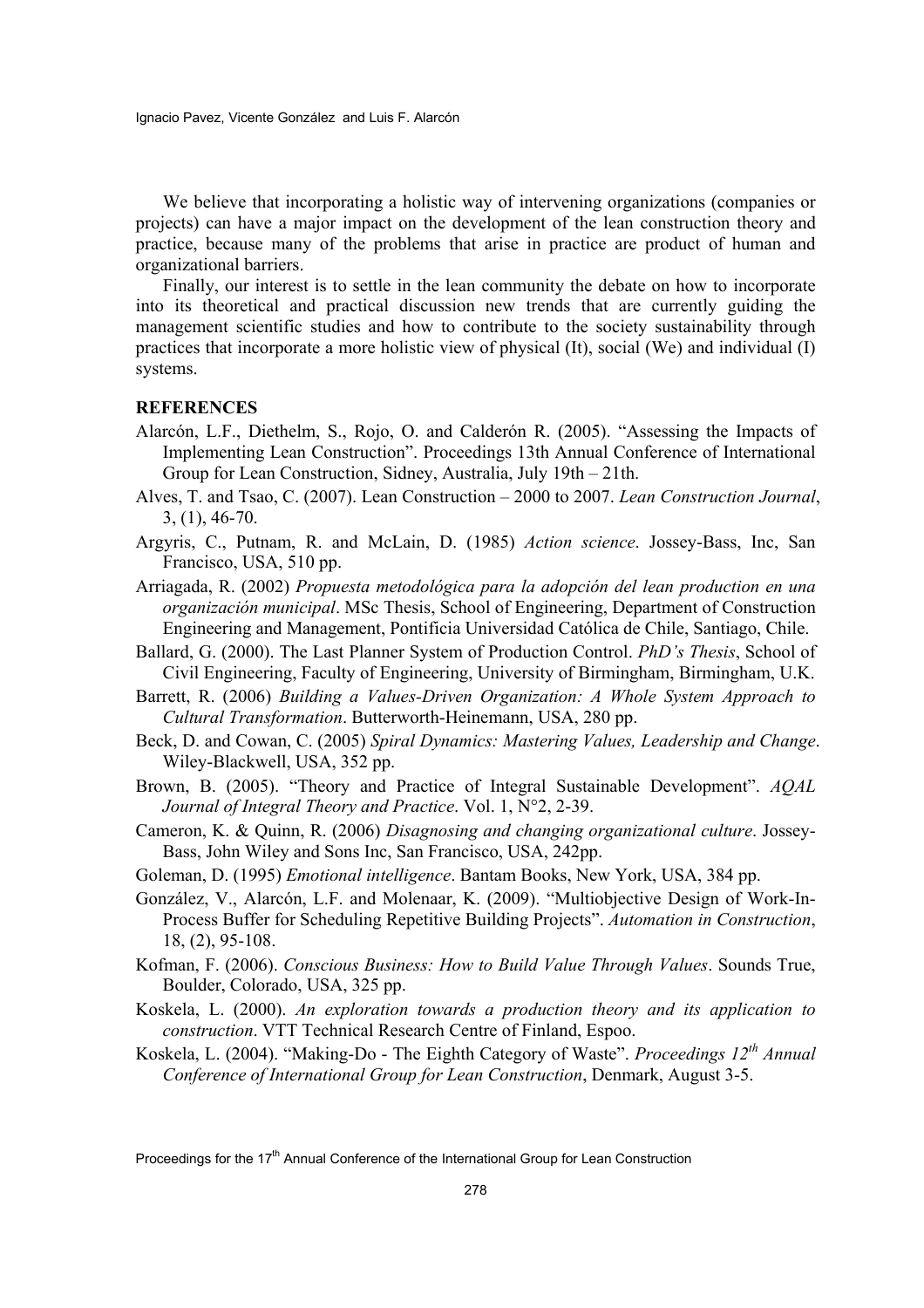We believe that incorporating a holistic way of intervening organizations (companies or projects) can have a major impact on the development of the lean construction theory and practice, because many of the problems that arise in practice are product of human and organizational barriers.

Finally, our interest is to settle in the lean community the debate on how to incorporate into its theoretical and practical discussion new trends that are currently guiding the management scientific studies and how to contribute to the society sustainability through practices that incorporate a more holistic view of physical (It), social (We) and individual (I) systems.

## REFERENCES

Alarcón, L.F., Diethelm, S., Rojo, O. and Calderón R. (2005). "Assessing the Impacts of Implementing Lean Construction". Proceedings 13th Annual Conference of International Group for Lean Construction, Sidney, Australia, July 19th – 21th.

Alves, T. and Tsao, C. (2007). Lean Construction – 2000 to 2007. *Lean Construction Journal*, 3, (1), 46-70.

Argyris, C., Putnam, R. and McLain, D. (1985) *Action science*. Jossey-Bass, Inc, San Francisco, USA, 510 pp.

Arriagada, R. (2002) *Propuesta metodológica para la adopción del lean production en una organización municipal*. MSc Thesis, School of Engineering, Department of Construction Engineering and Management, Pontificia Universidad Católica de Chile, Santiago, Chile.

Ballard, G. (2000). The Last Planner System of Production Control. *PhD's Thesis*, School of Civil Engineering, Faculty of Engineering, University of Birmingham, Birmingham, U.K.

Barrett, R. (2006) *Building a Values-Driven Organization: A Whole System Approach to Cultural Transformation*. Butterworth-Heinemann, USA, 280 pp.

Beck, D. and Cowan, C. (2005) *Spiral Dynamics: Mastering Values, Leadership and Change*. Wiley-Blackwell, USA, 352 pp.

Brown, B. (2005). "Theory and Practice of Integral Sustainable Development". *AQAL Journal of Integral Theory and Practice*. Vol. 1, N°2, 2-39.

Cameron, K. & Quinn, R. (2006) *Disagnosing and changing organizational culture*. Jossey-Bass, John Wiley and Sons Inc, San Francisco, USA, 242pp.

Goleman, D. (1995) *Emotional intelligence*. Bantam Books, New York, USA, 384 pp.

González, V., Alarcón, L.F. and Molenaar, K. (2009). "Multiobjective Design of Work-In-Process Buffer for Scheduling Repetitive Building Projects". *Automation in Construction*, 18, (2), 95-108.

Kofman, F. (2006). *Conscious Business: How to Build Value Through Values*. Sounds True, Boulder, Colorado, USA, 325 pp.

Koskela, L. (2000). *An exploration towards a production theory and its application to construction*. VTT Technical Research Centre of Finland, Espoo.

Koskela, L. (2004). "Making-Do - The Eighth Category of Waste". *Proceedings 12th Annual Conference of International Group for Lean Construction*, Denmark, August 3-5.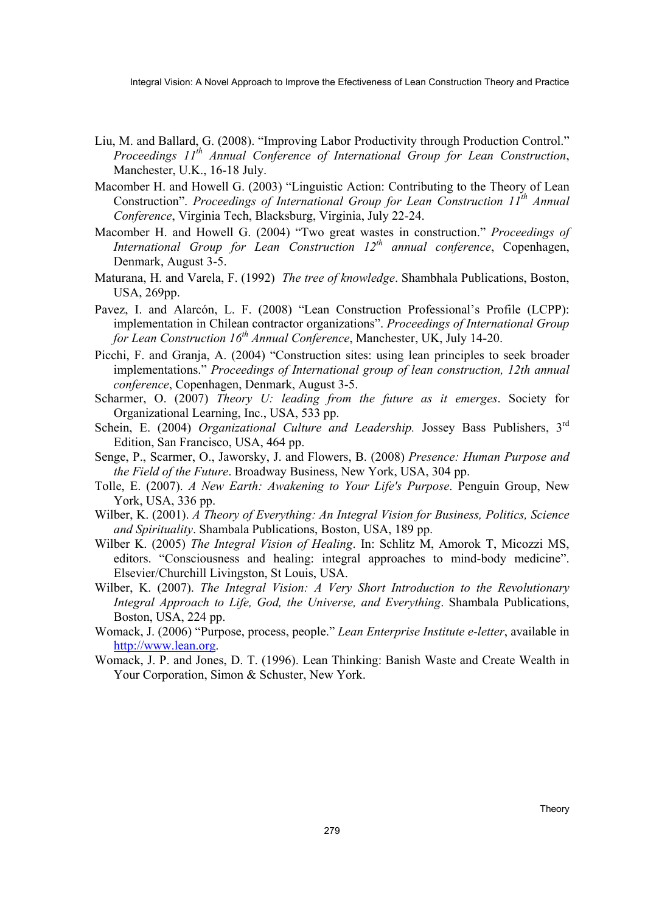Liu, M. and Ballard, G. (2008). "Improving Labor Productivity through Production Control." *Proceedings 11th Annual Conference of International Group for Lean Construction*, Manchester, U.K., 16-18 July.

Macomber H. and Howell G. (2003) "Linguistic Action: Contributing to the Theory of Lean Construction". *Proceedings of International Group for Lean Construction 11th Annual Conference*, Virginia Tech, Blacksburg, Virginia, July 22-24.

Macomber H. and Howell G. (2004) "Two great wastes in construction." *Proceedings of International Group for Lean Construction 12th annual conference*, Copenhagen, Denmark, August 3-5.

Maturana, H. and Varela, F. (1992) *The tree of knowledge*. Shambhala Publications, Boston, USA, 269pp.

Pavez, I. and Alarcón, L. F. (2008) "Lean Construction Professional's Profile (LCPP): implementation in Chilean contractor organizations". *Proceedings of International Group for Lean Construction 16th Annual Conference*, Manchester, UK, July 14-20.

Picchi, F. and Granja, A. (2004) "Construction sites: using lean principles to seek broader implementations." *Proceedings of International group of lean construction, 12th annual conference*, Copenhagen, Denmark, August 3-5.

Scharmer, O. (2007) *Theory U: leading from the future as it emerges*. Society for Organizational Learning, Inc., USA, 533 pp.

Schein, E. (2004) *Organizational Culture and Leadership.* Jossey Bass Publishers, 3rd Edition, San Francisco, USA, 464 pp.

Senge, P., Scarmer, O., Jaworsky, J. and Flowers, B. (2008) *Presence: Human Purpose and the Field of the Future*. Broadway Business, New York, USA, 304 pp.

Tolle, E. (2007). *A New Earth: Awakening to Your Life's Purpose*. Penguin Group, New York, USA, 336 pp.

Wilber, K. (2001). *A Theory of Everything: An Integral Vision for Business, Politics, Science and Spirituality*. Shambala Publications, Boston, USA, 189 pp.

Wilber K. (2005) *The Integral Vision of Healing*. In: Schlitz M, Amorok T, Micozzi MS, editors. "Consciousness and healing: integral approaches to mind-body medicine". Elsevier/Churchill Livingston, St Louis, USA.

Wilber, K. (2007). *The Integral Vision: A Very Short Introduction to the Revolutionary Integral Approach to Life, God, the Universe, and Everything*. Shambala Publications, Boston, USA, 224 pp.

Womack, J. (2006) "Purpose, process, people." *Lean Enterprise Institute e-letter*, available in http://www.lean.org.

Womack, J. P. and Jones, D. T. (1996). Lean Thinking: Banish Waste and Create Wealth in Your Corporation, Simon & Schuster, New York.